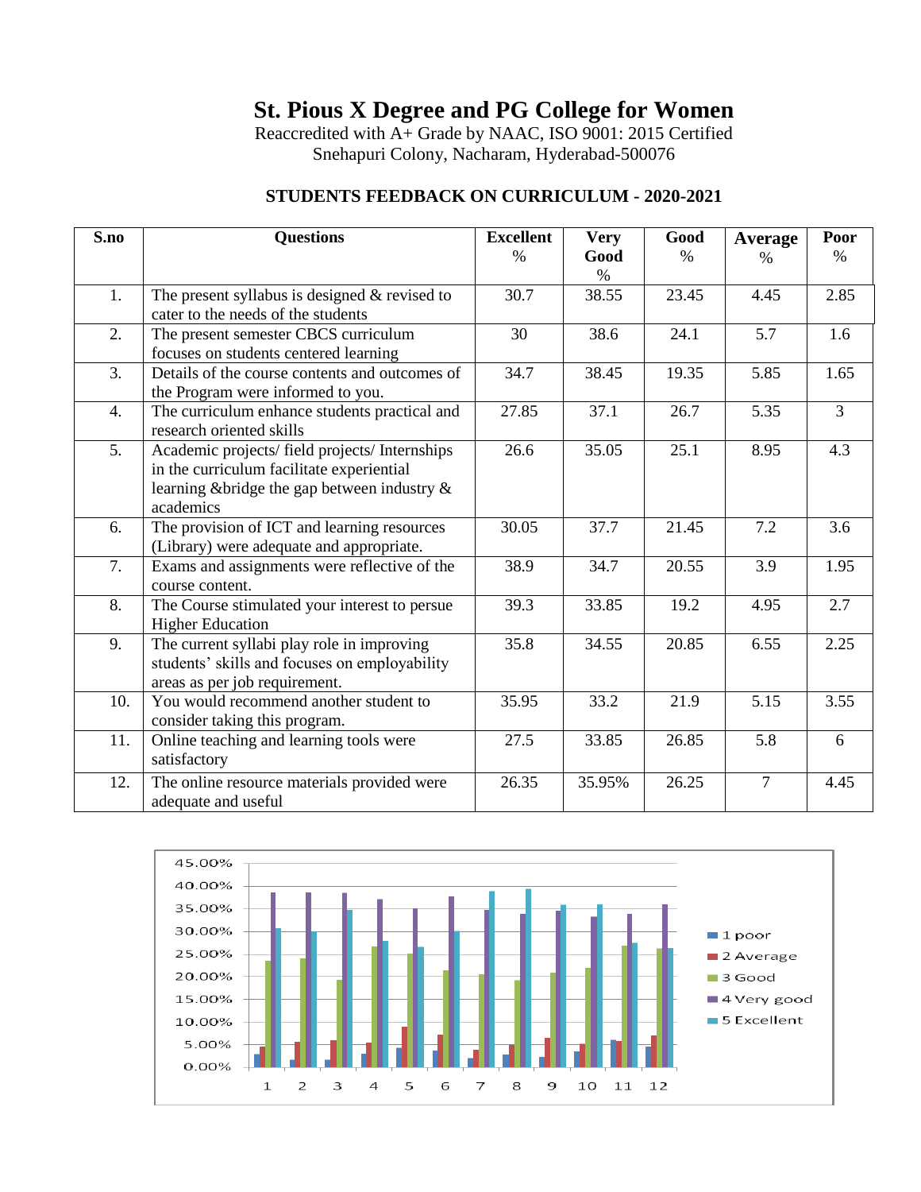# St. Pious X Degree and PG College for Women

Reaccredited with A+ Grade by NAAC, ISO 9001: 2015 Certified
Snehapuri Colony, Nacharam, Hyderabad-500076

## STUDENTS FEEDBACK ON CURRICULUM - 2020-2021

| S.no | Questions | Excellent % | Very Good % | Good % | Average % | Poor % |
|---|---|---|---|---|---|---|
| 1. | The present syllabus is designed & revised to cater to the needs of the students | 30.7 | 38.55 | 23.45 | 4.45 | 2.85 |
| 2. | The present semester CBCS curriculum focuses on students centered learning | 30 | 38.6 | 24.1 | 5.7 | 1.6 |
| 3. | Details of the course contents and outcomes of the Program were informed to you. | 34.7 | 38.45 | 19.35 | 5.85 | 1.65 |
| 4. | The curriculum enhance students practical and research oriented skills | 27.85 | 37.1 | 26.7 | 5.35 | 3 |
| 5. | Academic projects/ field projects/ Internships in the curriculum facilitate experiential learning &bridge the gap between industry & academics | 26.6 | 35.05 | 25.1 | 8.95 | 4.3 |
| 6. | The provision of ICT and learning resources (Library) were adequate and appropriate. | 30.05 | 37.7 | 21.45 | 7.2 | 3.6 |
| 7. | Exams and assignments were reflective of the course content. | 38.9 | 34.7 | 20.55 | 3.9 | 1.95 |
| 8. | The Course stimulated your interest to persue Higher Education | 39.3 | 33.85 | 19.2 | 4.95 | 2.7 |
| 9. | The current syllabi play role in improving students' skills and focuses on employability areas as per job requirement. | 35.8 | 34.55 | 20.85 | 6.55 | 2.25 |
| 10. | You would recommend another student to consider taking this program. | 35.95 | 33.2 | 21.9 | 5.15 | 3.55 |
| 11. | Online teaching and learning tools were satisfactory | 27.5 | 33.85 | 26.85 | 5.8 | 6 |
| 12. | The online resource materials provided were adequate and useful | 26.35 | 35.95% | 26.25 | 7 | 4.45 |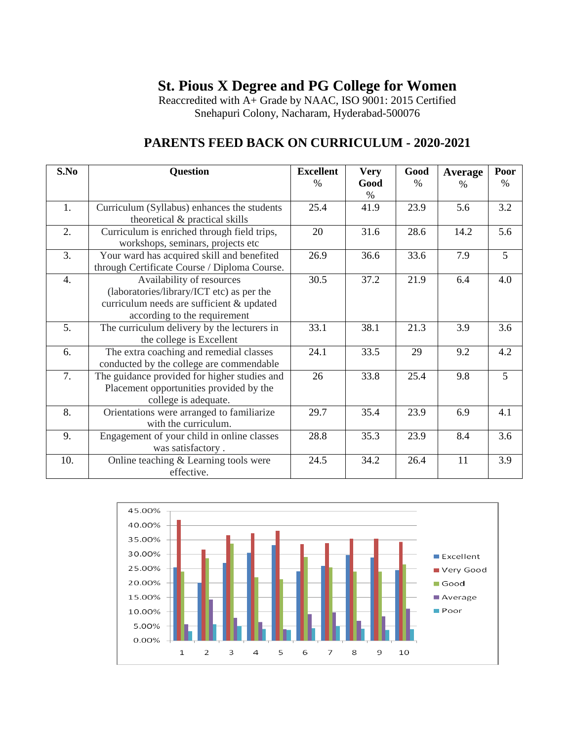# St. Pious X Degree and PG College for Women

Reaccredited with A+ Grade by NAAC, ISO 9001: 2015 Certified
Snehapuri Colony, Nacharam, Hyderabad-500076

## PARENTS FEED BACK ON CURRICULUM - 2020-2021

| S.No | Question | Excellent % | Very Good % | Good % | Average % | Poor % |
|---|---|---|---|---|---|---|
| 1. | Curriculum (Syllabus) enhances the students theoretical & practical skills | 25.4 | 41.9 | 23.9 | 5.6 | 3.2 |
| 2. | Curriculum is enriched through field trips, workshops, seminars, projects etc | 20 | 31.6 | 28.6 | 14.2 | 5.6 |
| 3. | Your ward has acquired skill and benefited through Certificate Course / Diploma Course. | 26.9 | 36.6 | 33.6 | 7.9 | 5 |
| 4. | Availability of resources (laboratories/library/ICT etc) as per the curriculum needs are sufficient & updated according to the requirement | 30.5 | 37.2 | 21.9 | 6.4 | 4.0 |
| 5. | The curriculum delivery by the lecturers in the college is Excellent | 33.1 | 38.1 | 21.3 | 3.9 | 3.6 |
| 6. | The extra coaching and remedial classes conducted by the college are commendable | 24.1 | 33.5 | 29 | 9.2 | 4.2 |
| 7. | The guidance provided for higher studies and Placement opportunities provided by the college is adequate. | 26 | 33.8 | 25.4 | 9.8 | 5 |
| 8. | Orientations were arranged to familiarize with the curriculum. | 29.7 | 35.4 | 23.9 | 6.9 | 4.1 |
| 9. | Engagement of your child in online classes was satisfactory . | 28.8 | 35.3 | 23.9 | 8.4 | 3.6 |
| 10. | Online teaching & Learning tools were effective. | 24.5 | 34.2 | 26.4 | 11 | 3.9 |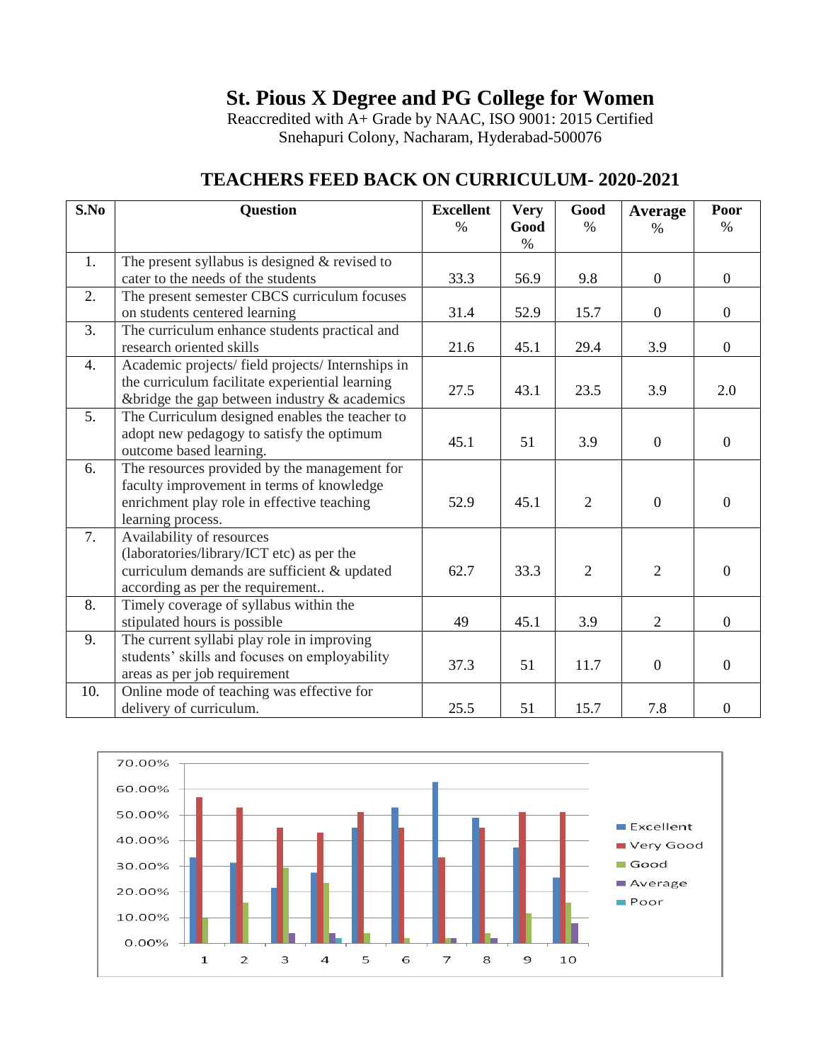# St. Pious X Degree and PG College for Women

Reaccredited with A+ Grade by NAAC, ISO 9001: 2015 Certified
Snehapuri Colony, Nacharam, Hyderabad-500076

## TEACHERS FEED BACK ON CURRICULUM- 2020-2021

| S.No | Question | Excellent % | Very Good % | Good % | Average % | Poor % |
|---|---|---|---|---|---|---|
| 1. | The present syllabus is designed & revised to cater to the needs of the students | 33.3 | 56.9 | 9.8 | 0 | 0 |
| 2. | The present semester CBCS curriculum focuses on students centered learning | 31.4 | 52.9 | 15.7 | 0 | 0 |
| 3. | The curriculum enhance students practical and research oriented skills | 21.6 | 45.1 | 29.4 | 3.9 | 0 |
| 4. | Academic projects/ field projects/ Internships in the curriculum facilitate experiential learning &bridge the gap between industry & academics | 27.5 | 43.1 | 23.5 | 3.9 | 2.0 |
| 5. | The Curriculum designed enables the teacher to adopt new pedagogy to satisfy the optimum outcome based learning. | 45.1 | 51 | 3.9 | 0 | 0 |
| 6. | The resources provided by the management for faculty improvement in terms of knowledge enrichment play role in effective teaching learning process. | 52.9 | 45.1 | 2 | 0 | 0 |
| 7. | Availability of resources (laboratories/library/ICT etc) as per the curriculum demands are sufficient & updated according as per the requirement.. | 62.7 | 33.3 | 2 | 2 | 0 |
| 8. | Timely coverage of syllabus within the stipulated hours is possible | 49 | 45.1 | 3.9 | 2 | 0 |
| 9. | The current syllabi play role in improving students' skills and focuses on employability areas as per job requirement | 37.3 | 51 | 11.7 | 0 | 0 |
| 10. | Online mode of teaching was effective for delivery of curriculum. | 25.5 | 51 | 15.7 | 7.8 | 0 |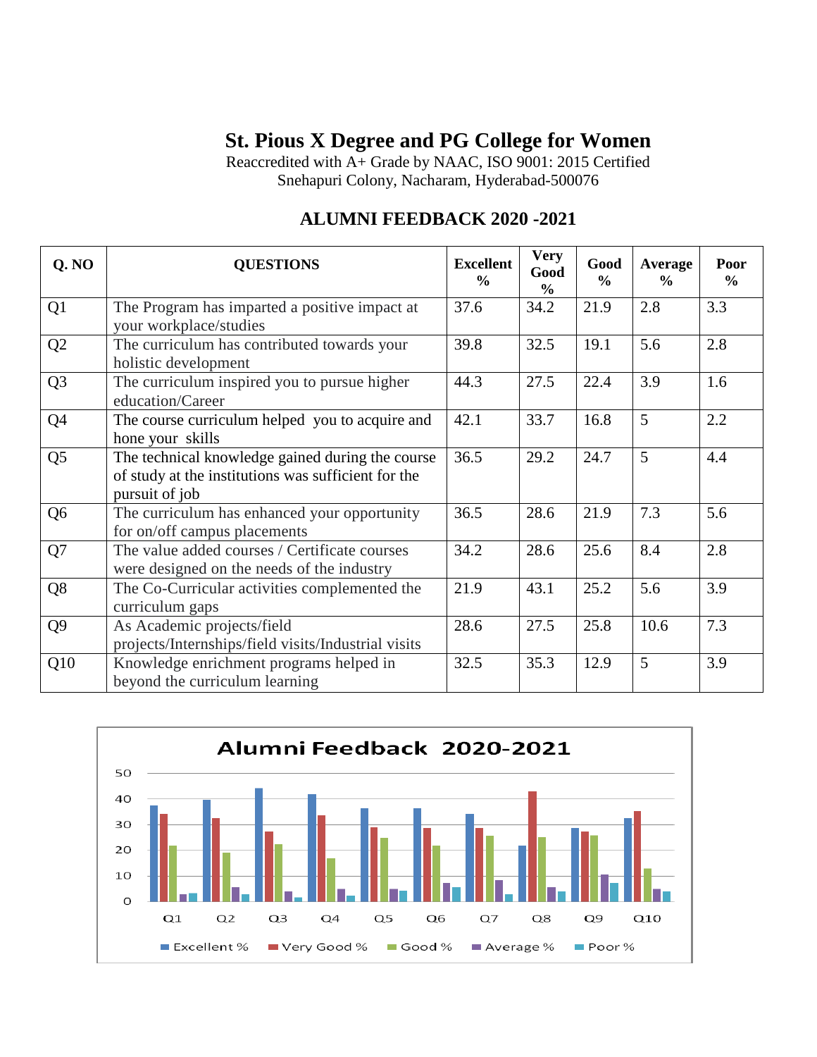# St. Pious X Degree and PG College for Women

Reaccredited with A+ Grade by NAAC, ISO 9001: 2015 Certified
Snehapuri Colony, Nacharam, Hyderabad-500076

## ALUMNI FEEDBACK 2020 -2021

| Q. NO | QUESTIONS | Excellent % | Very Good % | Good % | Average % | Poor % |
|---|---|---|---|---|---|---|
| Q1 | The Program has imparted a positive impact at your workplace/studies | 37.6 | 34.2 | 21.9 | 2.8 | 3.3 |
| Q2 | The curriculum has contributed towards your holistic development | 39.8 | 32.5 | 19.1 | 5.6 | 2.8 |
| Q3 | The curriculum inspired you to pursue higher education/Career | 44.3 | 27.5 | 22.4 | 3.9 | 1.6 |
| Q4 | The course curriculum helped you to acquire and hone your skills | 42.1 | 33.7 | 16.8 | 5 | 2.2 |
| Q5 | The technical knowledge gained during the course of study at the institutions was sufficient for the pursuit of job | 36.5 | 29.2 | 24.7 | 5 | 4.4 |
| Q6 | The curriculum has enhanced your opportunity for on/off campus placements | 36.5 | 28.6 | 21.9 | 7.3 | 5.6 |
| Q7 | The value added courses / Certificate courses were designed on the needs of the industry | 34.2 | 28.6 | 25.6 | 8.4 | 2.8 |
| Q8 | The Co-Curricular activities complemented the curriculum gaps | 21.9 | 43.1 | 25.2 | 5.6 | 3.9 |
| Q9 | As Academic projects/field projects/Internships/field visits/Industrial visits | 28.6 | 27.5 | 25.8 | 10.6 | 7.3 |
| Q10 | Knowledge enrichment programs helped in beyond the curriculum learning | 32.5 | 35.3 | 12.9 | 5 | 3.9 |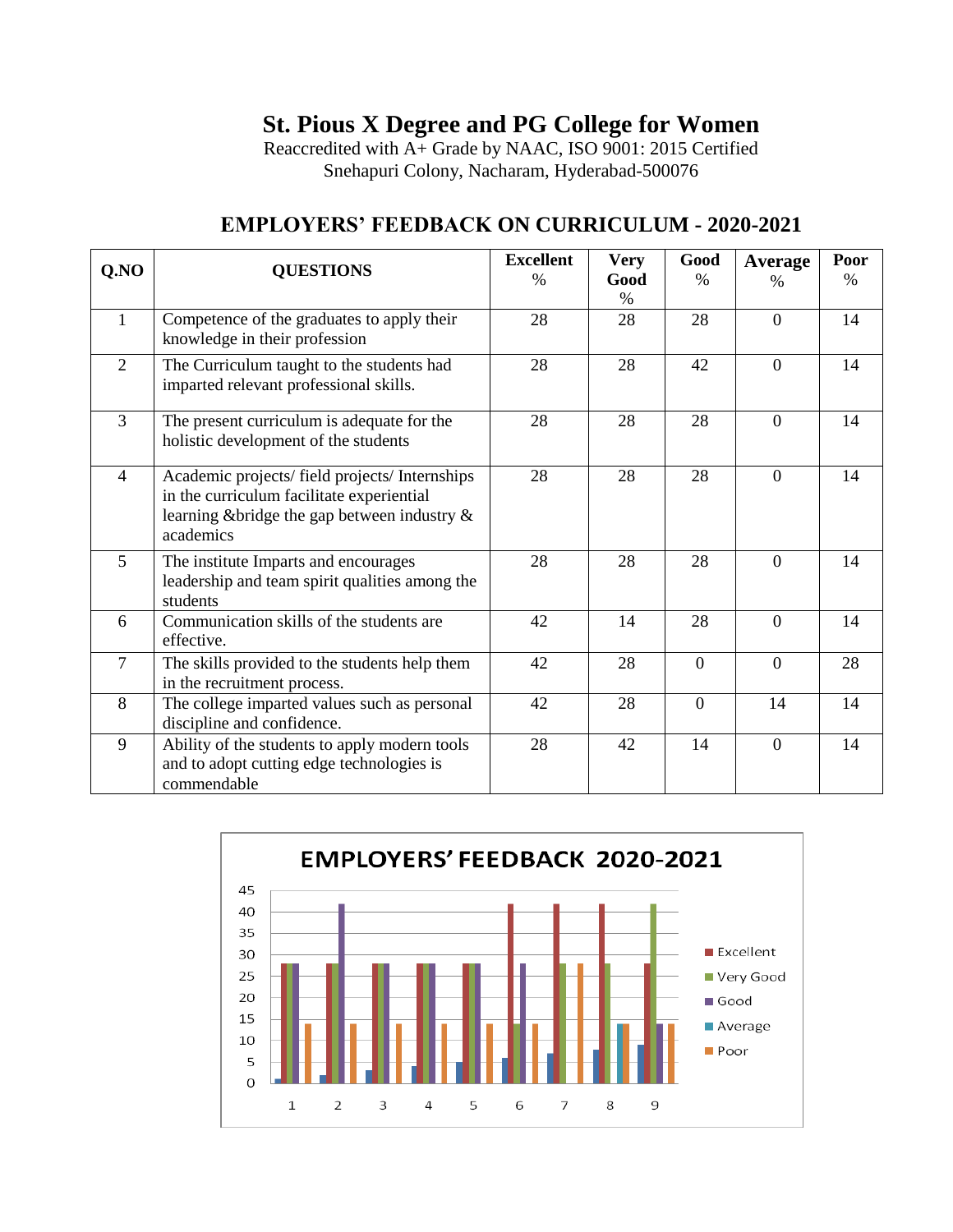# St. Pious X Degree and PG College for Women

Reaccredited with A+ Grade by NAAC, ISO 9001: 2015 Certified
Snehapuri Colony, Nacharam, Hyderabad-500076

## EMPLOYERS' FEEDBACK ON CURRICULUM - 2020-2021

| Q.NO | QUESTIONS | Excellent % | Very Good % | Good % | Average % | Poor % |
|---|---|---|---|---|---|---|
| 1 | Competence of the graduates to apply their knowledge in their profession | 28 | 28 | 28 | 0 | 14 |
| 2 | The Curriculum taught to the students had imparted relevant professional skills. | 28 | 28 | 42 | 0 | 14 |
| 3 | The present curriculum is adequate for the holistic development of the students | 28 | 28 | 28 | 0 | 14 |
| 4 | Academic projects/ field projects/ Internships in the curriculum facilitate experiential learning &bridge the gap between industry & academics | 28 | 28 | 28 | 0 | 14 |
| 5 | The institute Imparts and encourages leadership and team spirit qualities among the students | 28 | 28 | 28 | 0 | 14 |
| 6 | Communication skills of the students are effective. | 42 | 14 | 28 | 0 | 14 |
| 7 | The skills provided to the students help them in the recruitment process. | 42 | 28 | 0 | 0 | 28 |
| 8 | The college imparted values such as personal discipline and confidence. | 42 | 28 | 0 | 14 | 14 |
| 9 | Ability of the students to apply modern tools and to adopt cutting edge technologies is commendable | 28 | 42 | 14 | 0 | 14 |

**EMPLOYERS' FEEDBACK 2020-2021**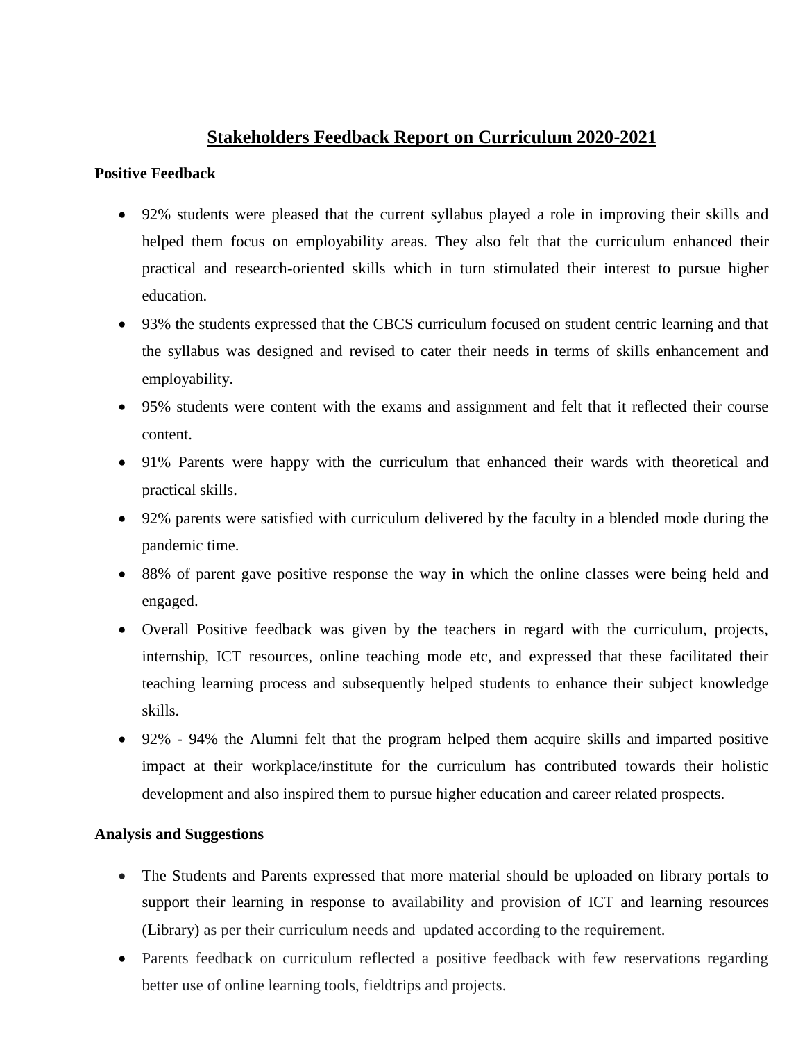# Stakeholders Feedback Report on Curriculum 2020-2021

**Positive Feedback**

- 92% students were pleased that the current syllabus played a role in improving their skills and helped them focus on employability areas. They also felt that the curriculum enhanced their practical and research-oriented skills which in turn stimulated their interest to pursue higher education.
- 93% the students expressed that the CBCS curriculum focused on student centric learning and that the syllabus was designed and revised to cater their needs in terms of skills enhancement and employability.
- 95% students were content with the exams and assignment and felt that it reflected their course content.
- 91% Parents were happy with the curriculum that enhanced their wards with theoretical and practical skills.
- 92% parents were satisfied with curriculum delivered by the faculty in a blended mode during the pandemic time.
- 88% of parent gave positive response the way in which the online classes were being held and engaged.
- Overall Positive feedback was given by the teachers in regard with the curriculum, projects, internship, ICT resources, online teaching mode etc, and expressed that these facilitated their teaching learning process and subsequently helped students to enhance their subject knowledge skills.
- 92% - 94% the Alumni felt that the program helped them acquire skills and imparted positive impact at their workplace/institute for the curriculum has contributed towards their holistic development and also inspired them to pursue higher education and career related prospects.

**Analysis and Suggestions**

- The Students and Parents expressed that more material should be uploaded on library portals to support their learning in response to availability and provision of ICT and learning resources (Library) as per their curriculum needs and updated according to the requirement.
- Parents feedback on curriculum reflected a positive feedback with few reservations regarding better use of online learning tools, fieldtrips and projects.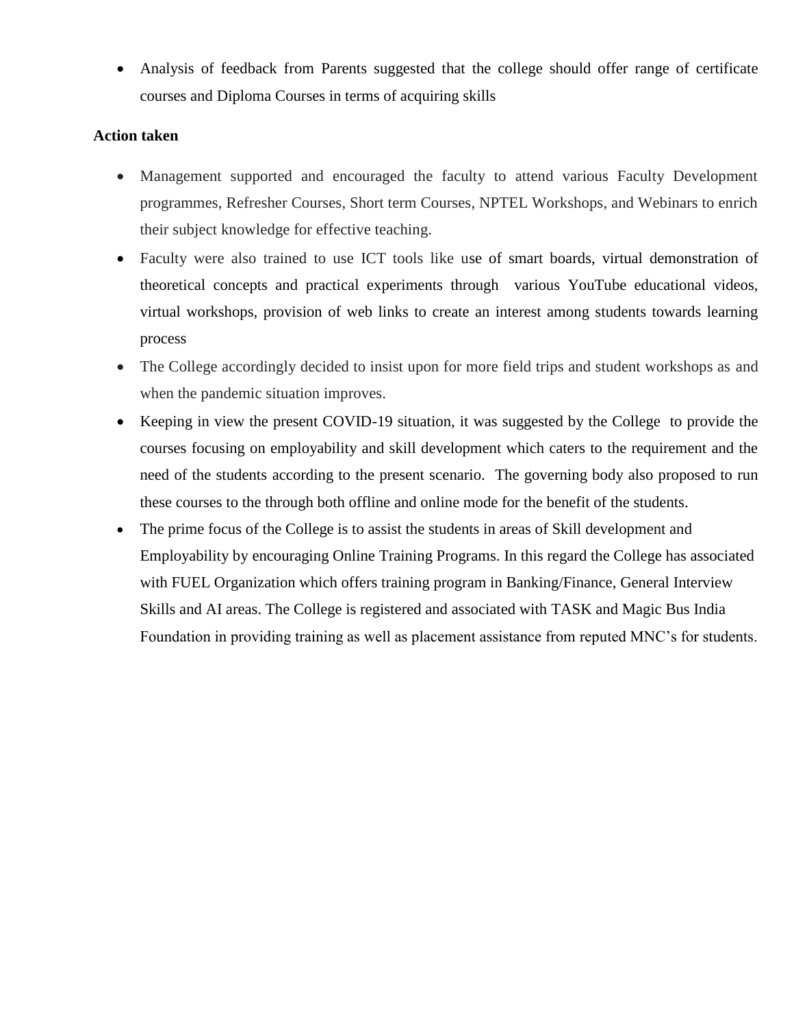- Analysis of feedback from Parents suggested that the college should offer range of certificate courses and Diploma Courses in terms of acquiring skills

**Action taken**

- Management supported and encouraged the faculty to attend various Faculty Development programmes, Refresher Courses, Short term Courses, NPTEL Workshops, and Webinars to enrich their subject knowledge for effective teaching.
- Faculty were also trained to use ICT tools like use of smart boards, virtual demonstration of theoretical concepts and practical experiments through various YouTube educational videos, virtual workshops, provision of web links to create an interest among students towards learning process
- The College accordingly decided to insist upon for more field trips and student workshops as and when the pandemic situation improves.
- Keeping in view the present COVID-19 situation, it was suggested by the College to provide the courses focusing on employability and skill development which caters to the requirement and the need of the students according to the present scenario. The governing body also proposed to run these courses to the through both offline and online mode for the benefit of the students.
- The prime focus of the College is to assist the students in areas of Skill development and Employability by encouraging Online Training Programs. In this regard the College has associated with FUEL Organization which offers training program in Banking/Finance, General Interview Skills and AI areas. The College is registered and associated with TASK and Magic Bus India Foundation in providing training as well as placement assistance from reputed MNC's for students.